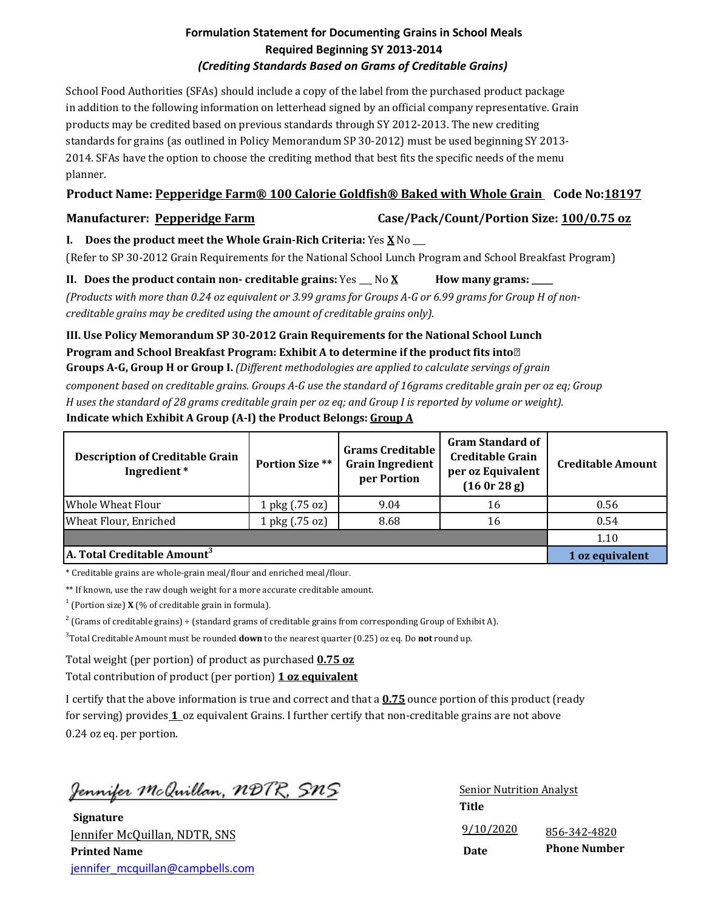# Formulation Statement for Documenting Grains in School Meals
## Required Beginning SY 2013-2014
### *(Crediting Standards Based on Grams of Creditable Grains)*

School Food Authorities (SFAs) should include a copy of the label from the purchased product package in addition to the following information on letterhead signed by an official company representative. Grain products may be credited based on previous standards through SY 2012-2013. The new crediting standards for grains (as outlined in Policy Memorandum SP 30-2012) must be used beginning SY 2013-2014. SFAs have the option to choose the crediting method that best fits the specific needs of the menu planner.

**Product Name: Pepperidge Farm® 100 Calorie Goldfish® Baked with Whole Grain Code No: 18197**

**Manufacturer: Pepperidge Farm Case/Pack/Count/Portion Size: 100/0.75 oz**

**I. Does the product meet the Whole Grain-Rich Criteria:** Yes **X** No ___

(Refer to SP 30-2012 Grain Requirements for the National School Lunch Program and School Breakfast Program)

**II. Does the product contain non- creditable grains:** Yes ___ No **X** **How many grams:** _____

*(Products with more than 0.24 oz equivalent or 3.99 grams for Groups A-G or 6.99 grams for Group H of non-creditable grains may be credited using the amount of creditable grains only).*

**III. Use Policy Memorandum SP 30-2012 Grain Requirements for the National School Lunch Program and School Breakfast Program: Exhibit A to determine if the product fits into Groups A-G, Group H or Group I.** *(Different methodologies are applied to calculate servings of grain component based on creditable grains. Groups A-G use the standard of 16grams creditable grain per oz eq; Group H uses the standard of 28 grams creditable grain per oz eq; and Group I is reported by volume or weight).*

**Indicate which Exhibit A Group (A-I) the Product Belongs: Group A**

| Description of Creditable Grain Ingredient * | Portion Size ** | Grams Creditable Grain Ingredient per Portion | Gram Standard of Creditable Grain per oz Equivalent (16 0r 28 g) | Creditable Amount |
|---|---|---|---|---|
| Whole Wheat Flour | 1 pkg (.75 oz) | 9.04 | 16 | 0.56 |
| Wheat Flour, Enriched | 1 pkg (.75 oz) | 8.68 | 16 | 0.54 |
| | | | | 1.10 |
| **A. Total Creditable Amount[3]** | | | | **1 oz equivalent** |

\* Creditable grains are whole-grain meal/flour and enriched meal/flour.

\*\* If known, use the raw dough weight for a more accurate creditable amount.

[1] (Portion size) **X** (% of creditable grain in formula).

[2] (Grams of creditable grains) ÷ (standard grams of creditable grains from corresponding Group of Exhibit A).

[3] Total Creditable Amount must be rounded **down** to the nearest quarter (0.25) oz eq. Do **not** round up.

Total weight (per portion) of product as purchased **0.75 oz**

Total contribution of product (per portion) **1 oz equivalent**

I certify that the above information is true and correct and that a **0.75** ounce portion of this product (ready for serving) provides **1** oz equivalent Grains. I further certify that non-creditable grains are not above 0.24 oz eq. per portion.

*Jennifer McQuillan, NDTR, SNS*
**Signature**

Jennifer McQuillan, NDTR, SNS
**Printed Name**

jennifer_mcquillan@campbells.com

Senior Nutrition Analyst
**Title**

9/10/2020
**Date**

856-342-4820
**Phone Number**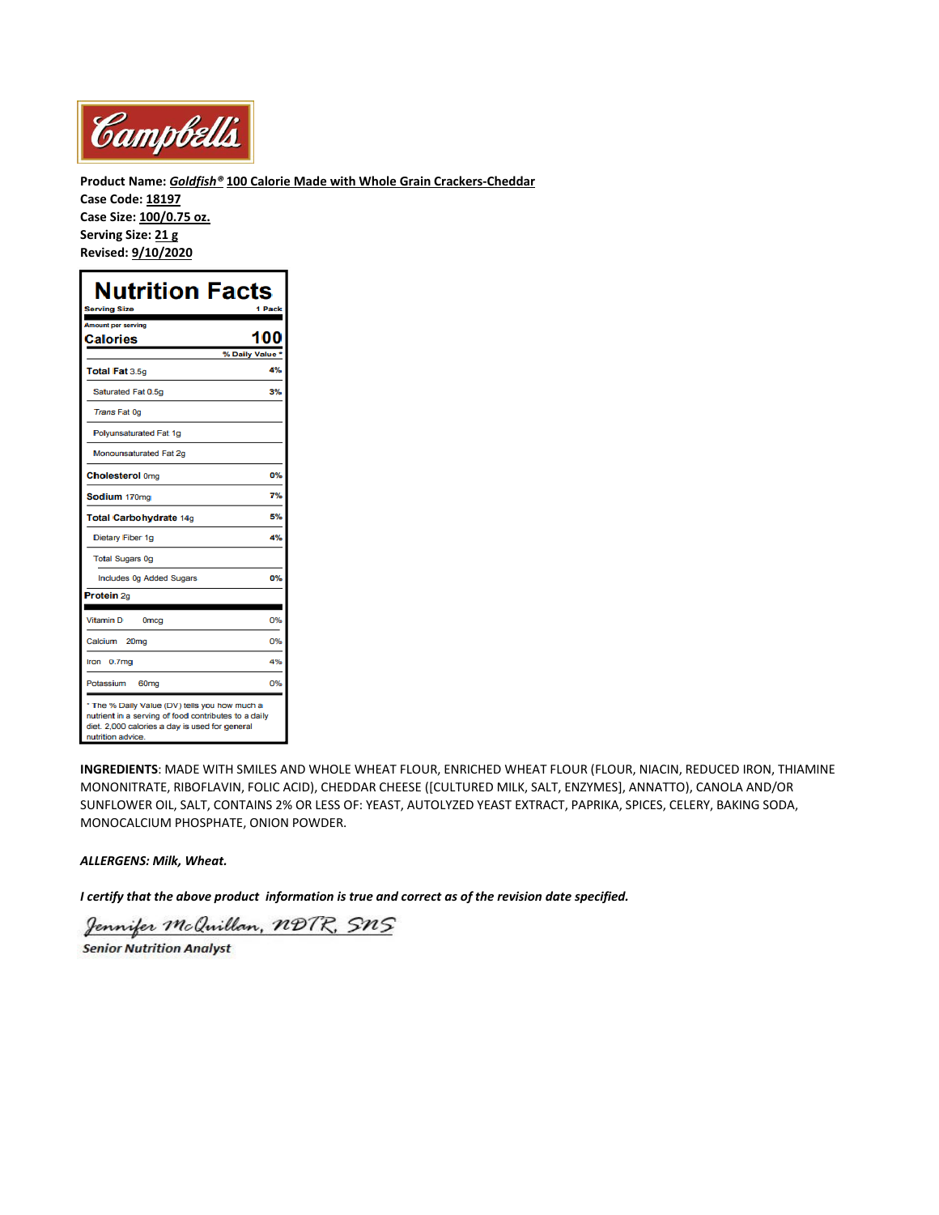Campbell's

**Product Name:** ***Goldfish®*** **100 Calorie Made with Whole Grain Crackers-Cheddar**
**Case Code:** **18197**
**Case Size:** **100/0.75 oz.**
**Serving Size:** **21 g**
**Revised:** **9/10/2020**

## Nutrition Facts

| | |
|---|---|
| **Serving Size** | **1 Pack** |
| Amount per serving | |
| **Calories** | **100** |
| | **% Daily Value \*** |
| **Total Fat** 3.5g | **4%** |
| Saturated Fat 0.5g | **3%** |
| *Trans* Fat 0g | |
| Polyunsaturated Fat 1g | |
| Monounsaturated Fat 2g | |
| **Cholesterol** 0mg | **0%** |
| **Sodium** 170mg | **7%** |
| **Total Carbohydrate** 14g | **5%** |
| Dietary Fiber 1g | **4%** |
| Total Sugars 0g | |
| Includes 0g Added Sugars | **0%** |
| **Protein** 2g | |
| Vitamin D 0mcg | 0% |
| Calcium 20mg | 0% |
| Iron 0.7mg | 4% |
| Potassium 60mg | 0% |

\* The % Daily Value (DV) tells you how much a nutrient in a serving of food contributes to a daily diet. 2,000 calories a day is used for general nutrition advice.

**INGREDIENTS**: MADE WITH SMILES AND WHOLE WHEAT FLOUR, ENRICHED WHEAT FLOUR (FLOUR, NIACIN, REDUCED IRON, THIAMINE MONONITRATE, RIBOFLAVIN, FOLIC ACID), CHEDDAR CHEESE ([CULTURED MILK, SALT, ENZYMES], ANNATTO), CANOLA AND/OR SUNFLOWER OIL, SALT, CONTAINS 2% OR LESS OF: YEAST, AUTOLYZED YEAST EXTRACT, PAPRIKA, SPICES, CELERY, BAKING SODA, MONOCALCIUM PHOSPHATE, ONION POWDER.

***ALLERGENS: Milk, Wheat.***

***I certify that the above product information is true and correct as of the revision date specified.***

Jennifer McQuillan, NDTR, SNS
***Senior Nutrition Analyst***